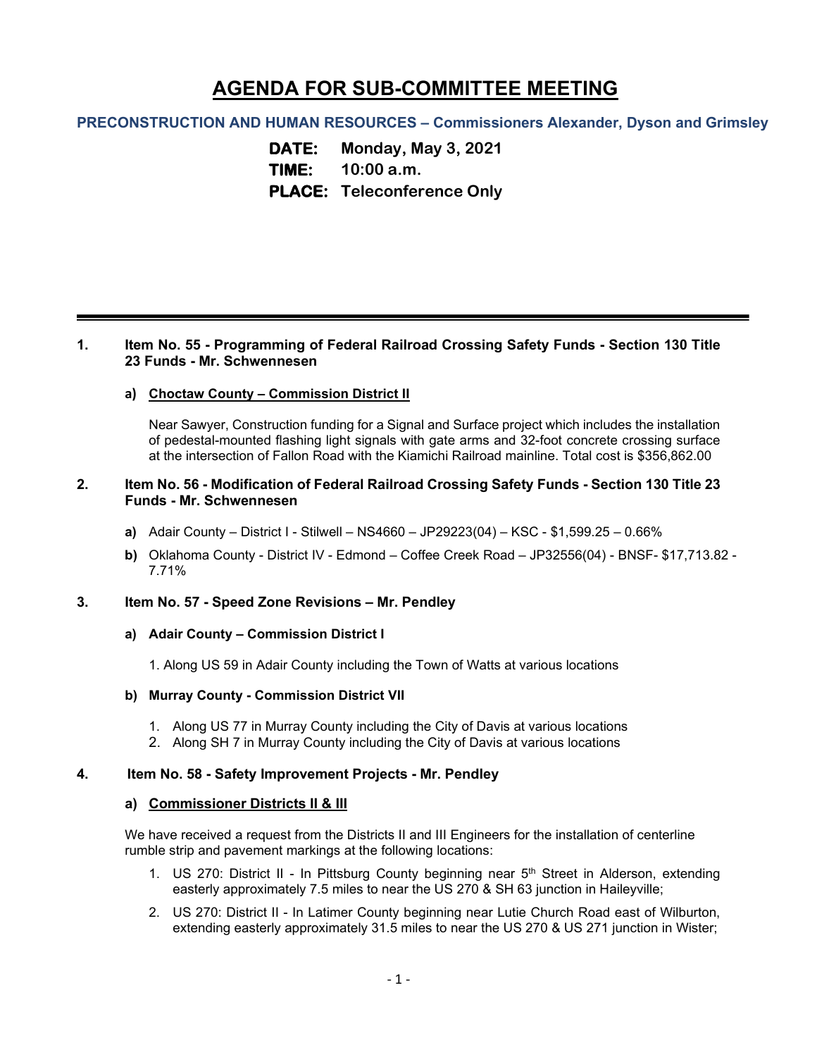# AGENDA FOR SUB-COMMITTEE MEETING

### PRECONSTRUCTION AND HUMAN RESOURCES – Commissioners Alexander, Dyson and Grimsley

**DATE:** Monday, May 3, 2021
**TIME:** 10:00 a.m.
**PLACE:** Teleconference Only

---

**1. Item No. 55 - Programming of Federal Railroad Crossing Safety Funds - Section 130 Title 23 Funds - Mr. Schwennesen**

**a) Choctaw County – Commission District II**

Near Sawyer, Construction funding for a Signal and Surface project which includes the installation of pedestal-mounted flashing light signals with gate arms and 32-foot concrete crossing surface at the intersection of Fallon Road with the Kiamichi Railroad mainline. Total cost is $356,862.00

**2. Item No. 56 - Modification of Federal Railroad Crossing Safety Funds - Section 130 Title 23 Funds - Mr. Schwennesen**

**a)** Adair County – District I - Stilwell – NS4660 – JP29223(04) – KSC - $1,599.25 – 0.66%

**b)** Oklahoma County - District IV - Edmond – Coffee Creek Road – JP32556(04) - BNSF- $17,713.82 - 7.71%

**3. Item No. 57 - Speed Zone Revisions – Mr. Pendley**

**a) Adair County – Commission District I**

1. Along US 59 in Adair County including the Town of Watts at various locations

**b) Murray County - Commission District VII**

1. Along US 77 in Murray County including the City of Davis at various locations
2. Along SH 7 in Murray County including the City of Davis at various locations

**4. Item No. 58 - Safety Improvement Projects - Mr. Pendley**

**a) Commissioner Districts II & III**

We have received a request from the Districts II and III Engineers for the installation of centerline rumble strip and pavement markings at the following locations:

1. US 270: District II - In Pittsburg County beginning near 5th Street in Alderson, extending easterly approximately 7.5 miles to near the US 270 & SH 63 junction in Haileyville;
2. US 270: District II - In Latimer County beginning near Lutie Church Road east of Wilburton, extending easterly approximately 31.5 miles to near the US 270 & US 271 junction in Wister;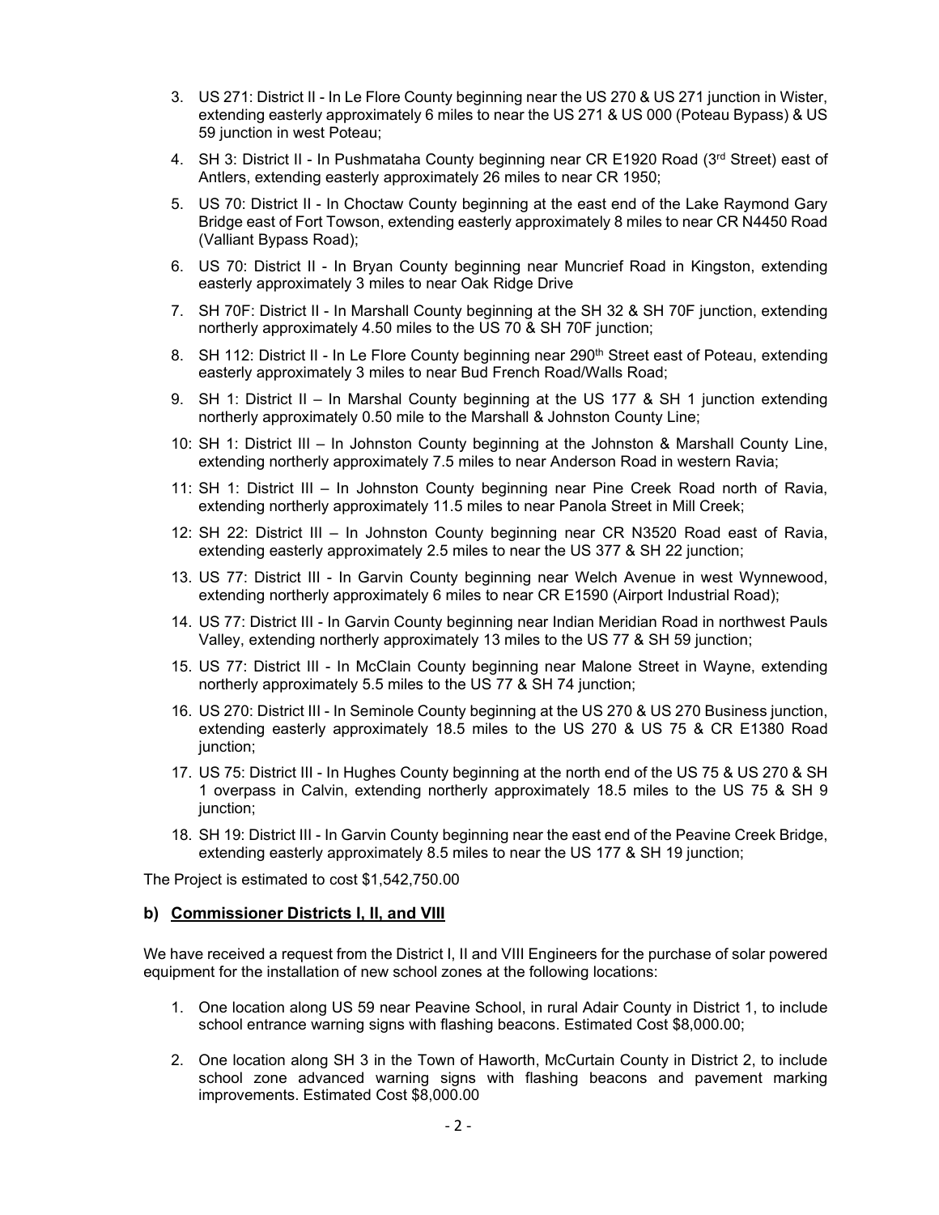3. US 271: District II - In Le Flore County beginning near the US 270 & US 271 junction in Wister, extending easterly approximately 6 miles to near the US 271 & US 000 (Poteau Bypass) & US 59 junction in west Poteau;

4. SH 3: District II - In Pushmataha County beginning near CR E1920 Road (3rd Street) east of Antlers, extending easterly approximately 26 miles to near CR 1950;

5. US 70: District II - In Choctaw County beginning at the east end of the Lake Raymond Gary Bridge east of Fort Towson, extending easterly approximately 8 miles to near CR N4450 Road (Valliant Bypass Road);

6. US 70: District II - In Bryan County beginning near Muncrief Road in Kingston, extending easterly approximately 3 miles to near Oak Ridge Drive

7. SH 70F: District II - In Marshall County beginning at the SH 32 & SH 70F junction, extending northerly approximately 4.50 miles to the US 70 & SH 70F junction;

8. SH 112: District II - In Le Flore County beginning near 290th Street east of Poteau, extending easterly approximately 3 miles to near Bud French Road/Walls Road;

9. SH 1: District II – In Marshal County beginning at the US 177 & SH 1 junction extending northerly approximately 0.50 mile to the Marshall & Johnston County Line;

10: SH 1: District III – In Johnston County beginning at the Johnston & Marshall County Line, extending northerly approximately 7.5 miles to near Anderson Road in western Ravia;

11: SH 1: District III – In Johnston County beginning near Pine Creek Road north of Ravia, extending northerly approximately 11.5 miles to near Panola Street in Mill Creek;

12: SH 22: District III – In Johnston County beginning near CR N3520 Road east of Ravia, extending easterly approximately 2.5 miles to near the US 377 & SH 22 junction;

13. US 77: District III - In Garvin County beginning near Welch Avenue in west Wynnewood, extending northerly approximately 6 miles to near CR E1590 (Airport Industrial Road);

14. US 77: District III - In Garvin County beginning near Indian Meridian Road in northwest Pauls Valley, extending northerly approximately 13 miles to the US 77 & SH 59 junction;

15. US 77: District III - In McClain County beginning near Malone Street in Wayne, extending northerly approximately 5.5 miles to the US 77 & SH 74 junction;

16. US 270: District III - In Seminole County beginning at the US 270 & US 270 Business junction, extending easterly approximately 18.5 miles to the US 270 & US 75 & CR E1380 Road junction;

17. US 75: District III - In Hughes County beginning at the north end of the US 75 & US 270 & SH 1 overpass in Calvin, extending northerly approximately 18.5 miles to the US 75 & SH 9 junction;

18. SH 19: District III - In Garvin County beginning near the east end of the Peavine Creek Bridge, extending easterly approximately 8.5 miles to near the US 177 & SH 19 junction;

The Project is estimated to cost $1,542,750.00

### b) Commissioner Districts I, II, and VIII

We have received a request from the District I, II and VIII Engineers for the purchase of solar powered equipment for the installation of new school zones at the following locations:

1. One location along US 59 near Peavine School, in rural Adair County in District 1, to include school entrance warning signs with flashing beacons. Estimated Cost $8,000.00;

2. One location along SH 3 in the Town of Haworth, McCurtain County in District 2, to include school zone advanced warning signs with flashing beacons and pavement marking improvements. Estimated Cost $8,000.00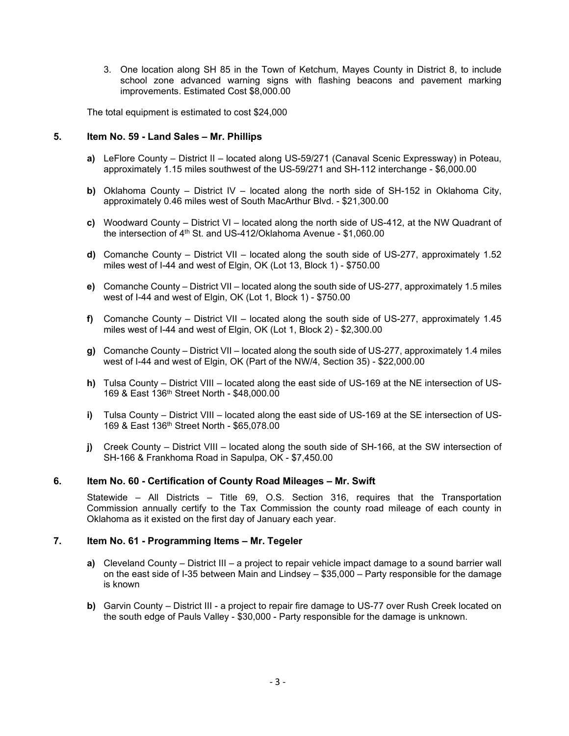3. One location along SH 85 in the Town of Ketchum, Mayes County in District 8, to include school zone advanced warning signs with flashing beacons and pavement marking improvements. Estimated Cost $8,000.00

The total equipment is estimated to cost $24,000

## 5. Item No. 59 - Land Sales – Mr. Phillips

**a)** LeFlore County – District II – located along US-59/271 (Canaval Scenic Expressway) in Poteau, approximately 1.15 miles southwest of the US-59/271 and SH-112 interchange - $6,000.00

**b)** Oklahoma County – District IV – located along the north side of SH-152 in Oklahoma City, approximately 0.46 miles west of South MacArthur Blvd. - $21,300.00

**c)** Woodward County – District VI – located along the north side of US-412, at the NW Quadrant of the intersection of 4th St. and US-412/Oklahoma Avenue - $1,060.00

**d)** Comanche County – District VII – located along the south side of US-277, approximately 1.52 miles west of I-44 and west of Elgin, OK (Lot 13, Block 1) - $750.00

**e)** Comanche County – District VII – located along the south side of US-277, approximately 1.5 miles west of I-44 and west of Elgin, OK (Lot 1, Block 1) - $750.00

**f)** Comanche County – District VII – located along the south side of US-277, approximately 1.45 miles west of I-44 and west of Elgin, OK (Lot 1, Block 2) - $2,300.00

**g)** Comanche County – District VII – located along the south side of US-277, approximately 1.4 miles west of I-44 and west of Elgin, OK (Part of the NW/4, Section 35) - $22,000.00

**h)** Tulsa County – District VIII – located along the east side of US-169 at the NE intersection of US-169 & East 136th Street North - $48,000.00

**i)** Tulsa County – District VIII – located along the east side of US-169 at the SE intersection of US-169 & East 136th Street North - $65,078.00

**j)** Creek County – District VIII – located along the south side of SH-166, at the SW intersection of SH-166 & Frankhoma Road in Sapulpa, OK - $7,450.00

## 6. Item No. 60 - Certification of County Road Mileages – Mr. Swift

Statewide – All Districts – Title 69, O.S. Section 316, requires that the Transportation Commission annually certify to the Tax Commission the county road mileage of each county in Oklahoma as it existed on the first day of January each year.

## 7. Item No. 61 - Programming Items – Mr. Tegeler

**a)** Cleveland County – District III – a project to repair vehicle impact damage to a sound barrier wall on the east side of I-35 between Main and Lindsey – $35,000 – Party responsible for the damage is known

**b)** Garvin County – District III - a project to repair fire damage to US-77 over Rush Creek located on the south edge of Pauls Valley - $30,000 - Party responsible for the damage is unknown.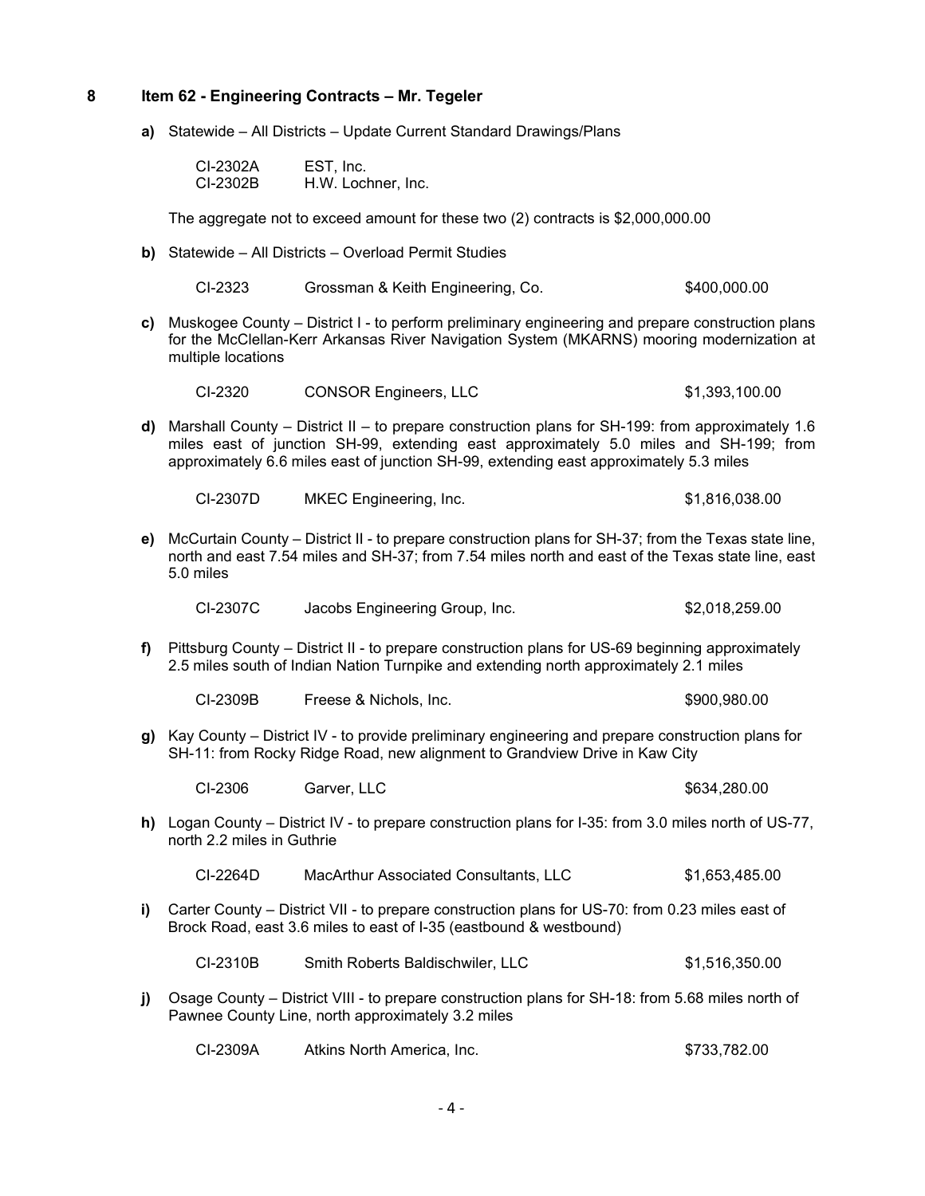## 8 Item 62 - Engineering Contracts – Mr. Tegeler

**a)** Statewide – All Districts – Update Current Standard Drawings/Plans

| | | |
|---|---|---|
| CI-2302A | EST, Inc. | |
| CI-2302B | H.W. Lochner, Inc. | |

The aggregate not to exceed amount for these two (2) contracts is $2,000,000.00

**b)** Statewide – All Districts – Overload Permit Studies

| | | |
|---|---|---|
| CI-2323 | Grossman & Keith Engineering, Co. | $400,000.00 |

**c)** Muskogee County – District I - to perform preliminary engineering and prepare construction plans for the McClellan-Kerr Arkansas River Navigation System (MKARNS) mooring modernization at multiple locations

| | | |
|---|---|---|
| CI-2320 | CONSOR Engineers, LLC | $1,393,100.00 |

**d)** Marshall County – District II – to prepare construction plans for SH-199: from approximately 1.6 miles east of junction SH-99, extending east approximately 5.0 miles and SH-199; from approximately 6.6 miles east of junction SH-99, extending east approximately 5.3 miles

| | | |
|---|---|---|
| CI-2307D | MKEC Engineering, Inc. | $1,816,038.00 |

**e)** McCurtain County – District II - to prepare construction plans for SH-37; from the Texas state line, north and east 7.54 miles and SH-37; from 7.54 miles north and east of the Texas state line, east 5.0 miles

| | | |
|---|---|---|
| CI-2307C | Jacobs Engineering Group, Inc. | $2,018,259.00 |

**f)** Pittsburg County – District II - to prepare construction plans for US-69 beginning approximately 2.5 miles south of Indian Nation Turnpike and extending north approximately 2.1 miles

| | | |
|---|---|---|
| CI-2309B | Freese & Nichols, Inc. | $900,980.00 |

**g)** Kay County – District IV - to provide preliminary engineering and prepare construction plans for SH-11: from Rocky Ridge Road, new alignment to Grandview Drive in Kaw City

| | | |
|---|---|---|
| CI-2306 | Garver, LLC | $634,280.00 |

**h)** Logan County – District IV - to prepare construction plans for I-35: from 3.0 miles north of US-77, north 2.2 miles in Guthrie

| | | |
|---|---|---|
| CI-2264D | MacArthur Associated Consultants, LLC | $1,653,485.00 |

**i)** Carter County – District VII - to prepare construction plans for US-70: from 0.23 miles east of Brock Road, east 3.6 miles to east of I-35 (eastbound & westbound)

| | | |
|---|---|---|
| CI-2310B | Smith Roberts Baldischwiler, LLC | $1,516,350.00 |

**j)** Osage County – District VIII - to prepare construction plans for SH-18: from 5.68 miles north of Pawnee County Line, north approximately 3.2 miles

| | | |
|---|---|---|
| CI-2309A | Atkins North America, Inc. | $733,782.00 |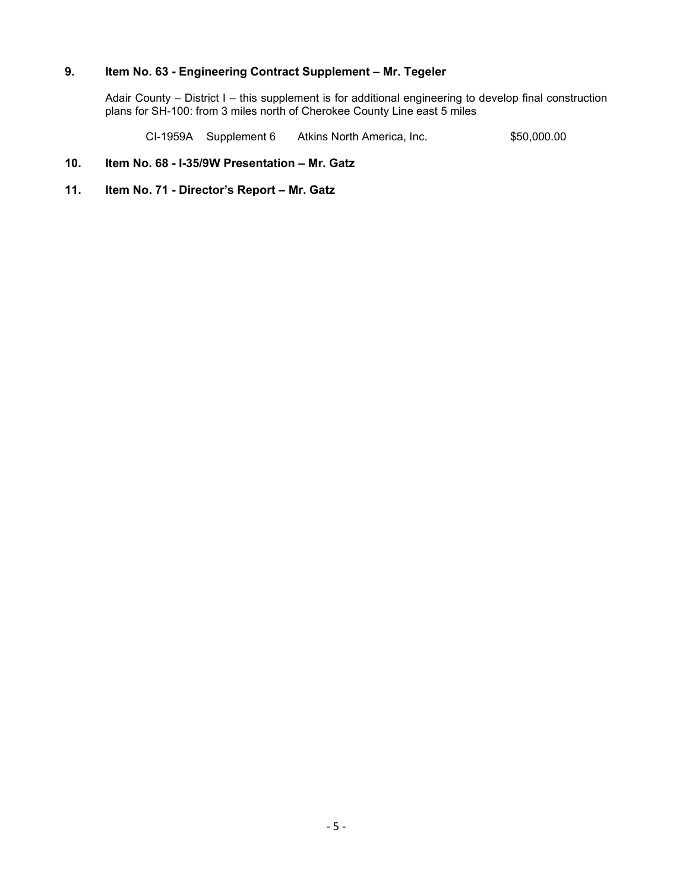**9. Item No. 63 - Engineering Contract Supplement – Mr. Tegeler**

Adair County – District I – this supplement is for additional engineering to develop final construction plans for SH-100: from 3 miles north of Cherokee County Line east 5 miles

| | | | |
|---|---|---|---|
| CI-1959A | Supplement 6 | Atkins North America, Inc. | $50,000.00 |

**10. Item No. 68 - I-35/9W Presentation – Mr. Gatz**

**11. Item No. 71 - Director's Report – Mr. Gatz**